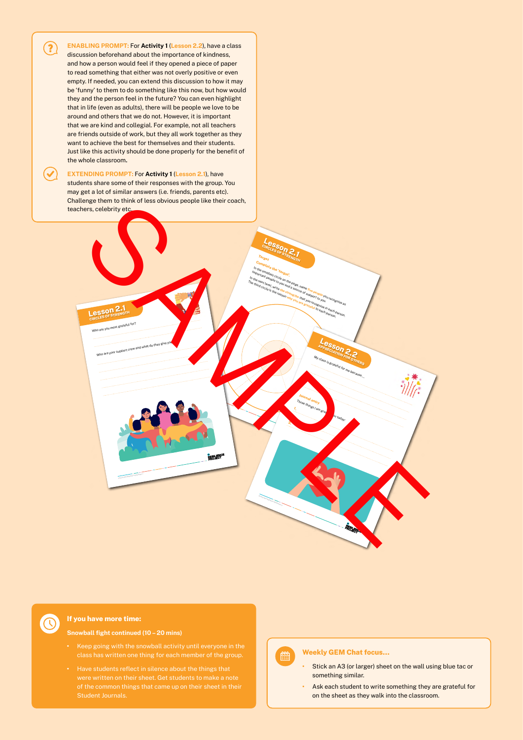**ENABLING PROMPT:** For **Activity 1** (Lesson 2.2), have a class discussion beforehand about the importance of kindness, and how a person would feel if they opened a piece of paper to read something that either was not overly positive or even empty. If needed, you can extend this discussion to how it may be 'funny' to them to do something like this now, but how would they and the person feel in the future? You can even highlight that in life (even as adults), there will be people we love to be around and others that we do not. However, it is important that we are kind and collegial. For example, not all teachers are friends outside of work, but they all work together as they want to achieve the best for themselves and their students. Just like this activity should be done properly for the benefit of the whole classroom.

**EXTENDING PROMPT:** For **Activity 1** (Lesson 2.1), have students share some of their responses with the group. You may get a lot of similar answers (i.e. friends, parents etc). Challenge them to think of less obvious people like their coach, teachers, celebrity etc.

### If you have more time:

**Snowball fight continued (10 – 20 mins)**

- Keep going with the snowball activity until everyone in the class has written one thing for each member of the group.
- Have students reflect in silence about the things that were written on their sheet. Get students to make a note of the common things that came up on their sheet in their Student Journals.

### Weekly GEM Chat focus...

- Stick an A3 (or larger) sheet on the wall using blue tac or something similar.
- Ask each student to write something they are grateful for on the sheet as they walk into the classroom.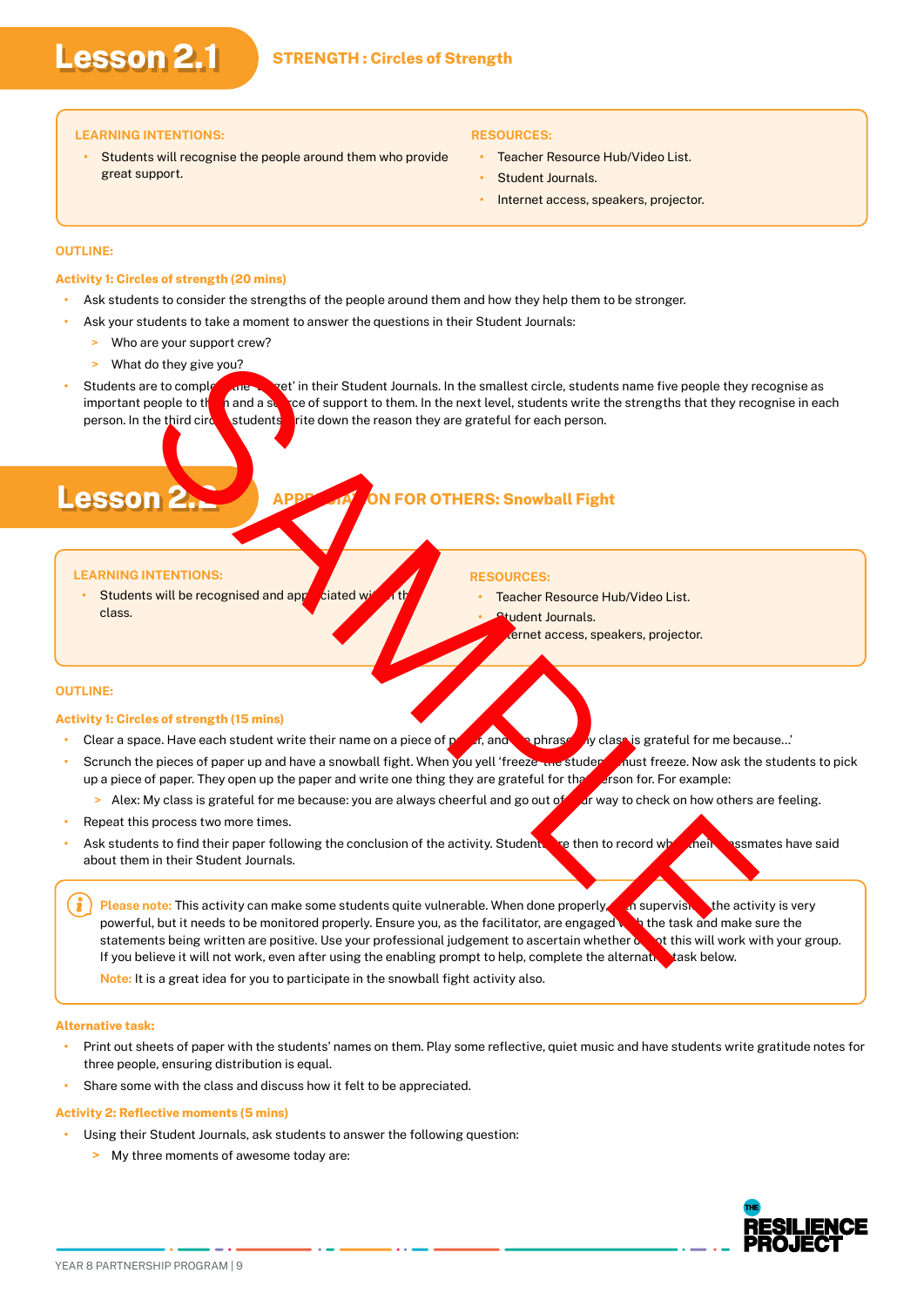# Lesson 2.1

## STRENGTH : Circles of Strength

**LEARNING INTENTIONS:**

- Students will recognise the people around them who provide great support.

**RESOURCES:**

- Teacher Resource Hub/Video List.
- Student Journals.
- Internet access, speakers, projector.

**OUTLINE:**

**Activity 1: Circles of strength (20 mins)**

- Ask students to consider the strengths of the people around them and how they help them to be stronger.
- Ask your students to take a moment to answer the questions in their Student Journals:
  - > Who are your support crew?
  - > What do they give you?
- Students are to complete the 'target' in their Student Journals. In the smallest circle, students name five people they recognise as important people to them and a source of support to them. In the next level, students write the strengths that they recognise in each person. In the third circle, students write down the reason they are grateful for each person.

# Lesson 2.2

## APPRECIATION FOR OTHERS: Snowball Fight

**LEARNING INTENTIONS:**

- Students will be recognised and appreciated within the class.

**RESOURCES:**

- Teacher Resource Hub/Video List.
- Student Journals.
- Internet access, speakers, projector.

**OUTLINE:**

**Activity 1: Circles of strength (15 mins)**

- Clear a space. Have each student write their name on a piece of paper, and the phrase 'My class is grateful for me because...'
- Scrunch the pieces of paper up and have a snowball fight. When you yell 'freeze' the students must freeze. Now ask the students to pick up a piece of paper. They open up the paper and write one thing they are grateful for that person for. For example:
  - > Alex: My class is grateful for me because: you are always cheerful and go out of your way to check on how others are feeling.
- Repeat this process two more times.
- Ask students to find their paper following the conclusion of the activity. Students are then to record what their classmates have said about them in their Student Journals.

**Please note:** This activity can make some students quite vulnerable. When done properly, with supervision, the activity is very powerful, but it needs to be monitored properly. Ensure you, as the facilitator, are engaged with the task and make sure the statements being written are positive. Use your professional judgement to ascertain whether or not this will work with your group. If you believe it will not work, even after using the enabling prompt to help, complete the alternative task below.

**Note:** It is a great idea for you to participate in the snowball fight activity also.

**Alternative task:**

- Print out sheets of paper with the students' names on them. Play some reflective, quiet music and have students write gratitude notes for three people, ensuring distribution is equal.
- Share some with the class and discuss how it felt to be appreciated.

**Activity 2: Reflective moments (5 mins)**

- Using their Student Journals, ask students to answer the following question:
  - > My three moments of awesome today are:

SAMPLE